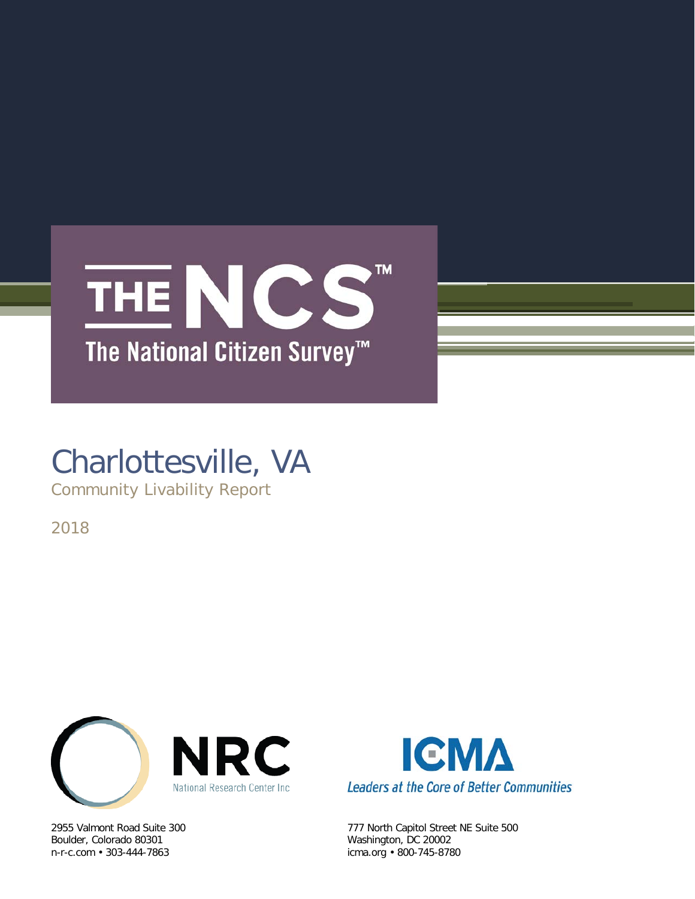# THE NCS™

## The National Citizen Survey™

# Charlottesville, VA

Community Livability Report

2018

NRC
National Research Center Inc

2955 Valmont Road Suite 300
Boulder, Colorado 80301
n-r-c.com • 303-444-7863

ICMA
*Leaders at the Core of Better Communities*

777 North Capitol Street NE Suite 500
Washington, DC 20002
icma.org • 800-745-8780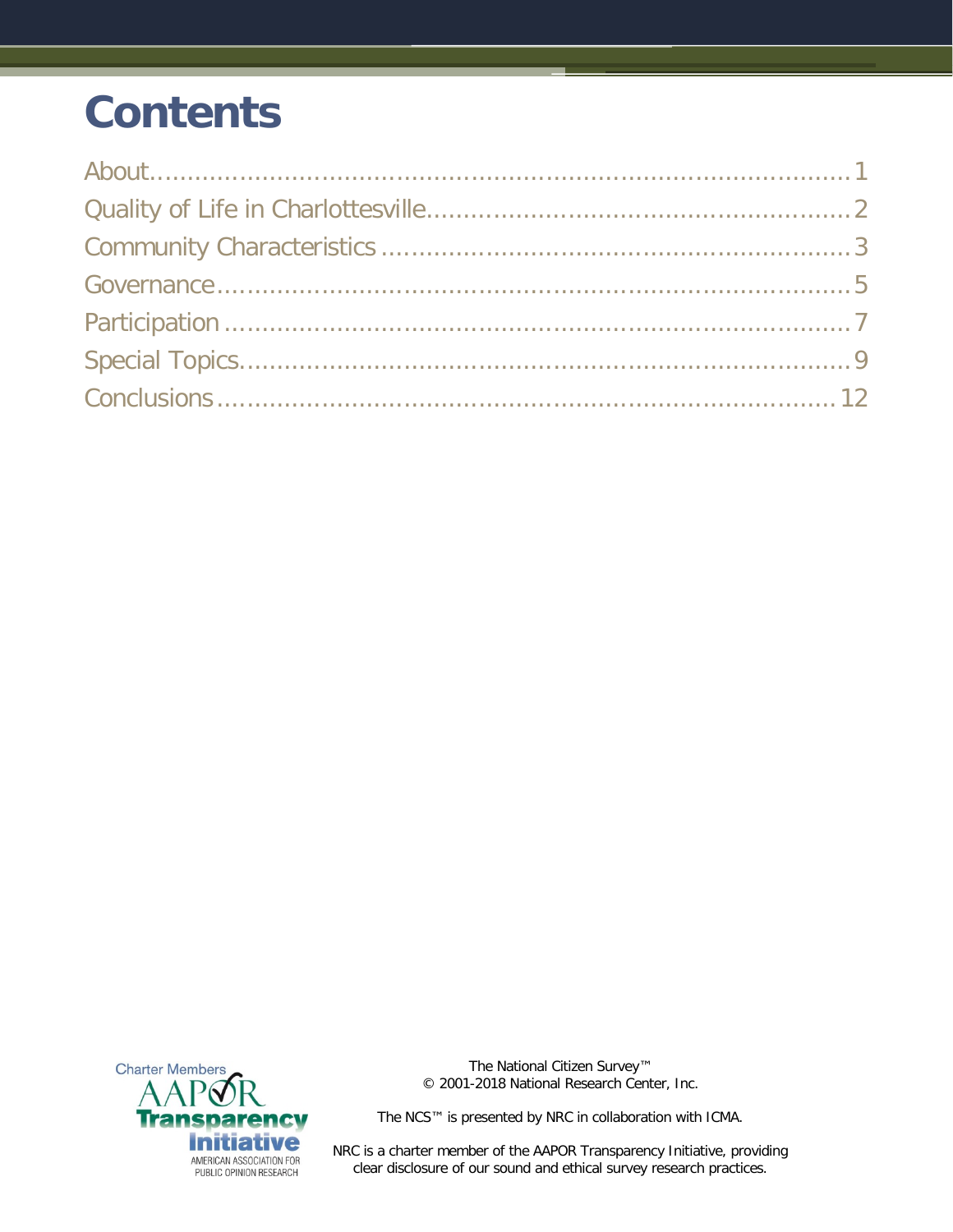# Contents

About ........................................................................................ 1
Quality of Life in Charlottesville ........................................................ 2
Community Characteristics ................................................................ 3
Governance .................................................................................. 5
Participation ................................................................................ 7
Special Topics ............................................................................... 9
Conclusions ................................................................................ 12

Charter Members AAPOR Transparency Initiative
AMERICAN ASSOCIATION FOR PUBLIC OPINION RESEARCH

The National Citizen Survey™
© 2001-2018 National Research Center, Inc.

The NCS™ is presented by NRC in collaboration with ICMA.

NRC is a charter member of the AAPOR Transparency Initiative, providing clear disclosure of our sound and ethical survey research practices.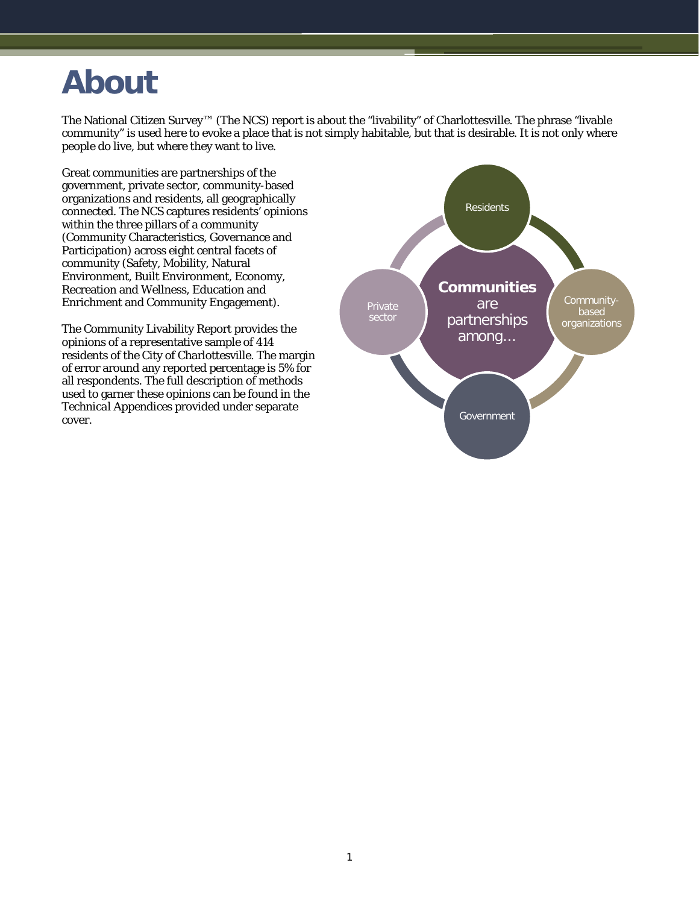# About

The National Citizen Survey™ (The NCS) report is about the "livability" of Charlottesville. The phrase "livable community" is used here to evoke a place that is not simply habitable, but that is desirable. It is not only where people do live, but where they want to live.

Great communities are partnerships of the government, private sector, community-based organizations and residents, all geographically connected. The NCS captures residents' opinions within the three pillars of a community (Community Characteristics, Governance and Participation) across eight central facets of community (Safety, Mobility, Natural Environment, Built Environment, Economy, Recreation and Wellness, Education and Enrichment and Community Engagement).

The Community Livability Report provides the opinions of a representative sample of 414 residents of the City of Charlottesville. The margin of error around any reported percentage is 5% for all respondents. The full description of methods used to garner these opinions can be found in the *Technical Appendices* provided under separate cover.

**Communities** are partnerships among…

- Residents
- Community-based organizations
- Government
- Private sector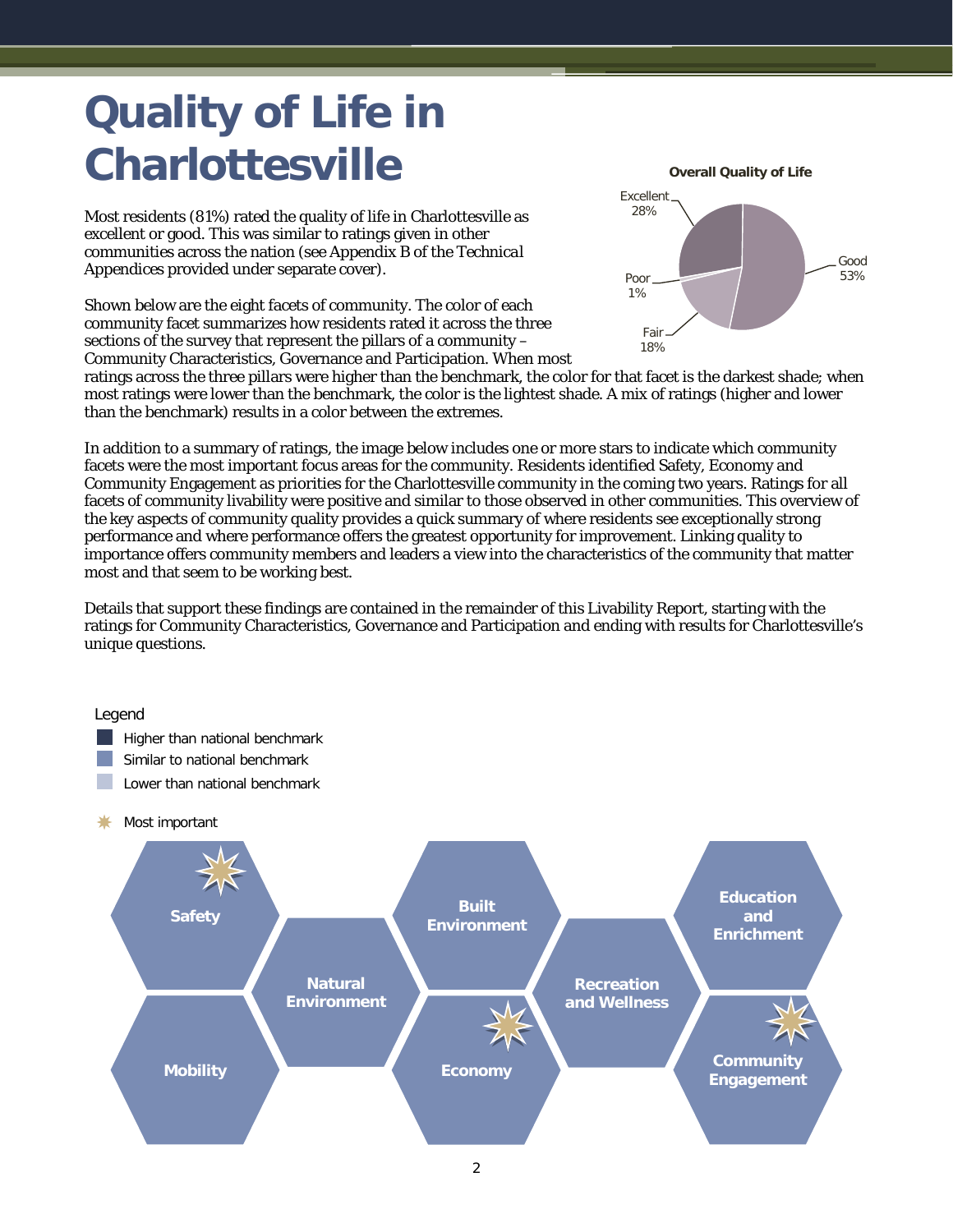# Quality of Life in Charlottesville

Most residents (81%) rated the quality of life in Charlottesville as excellent or good. This was similar to ratings given in other communities across the nation (see Appendix B of the Technical Appendices provided under separate cover).

**Overall Quality of Life**

| Rating | Percent |
| --- | --- |
| Excellent | 28% |
| Good | 53% |
| Fair | 18% |
| Poor | 1% |

Shown below are the eight facets of community. The color of each community facet summarizes how residents rated it across the three sections of the survey that represent the pillars of a community – Community Characteristics, Governance and Participation. When most ratings across the three pillars were higher than the benchmark, the color for that facet is the darkest shade; when most ratings were lower than the benchmark, the color is the lightest shade. A mix of ratings (higher and lower than the benchmark) results in a color between the extremes.

In addition to a summary of ratings, the image below includes one or more stars to indicate which community facets were the most important focus areas for the community. Residents identified Safety, Economy and Community Engagement as priorities for the Charlottesville community in the coming two years. Ratings for all facets of community livability were positive and similar to those observed in other communities. This overview of the key aspects of community quality provides a quick summary of where residents see exceptionally strong performance and where performance offers the greatest opportunity for improvement. Linking quality to importance offers community members and leaders a view into the characteristics of the community that matter most and that seem to be working best.

Details that support these findings are contained in the remainder of this Livability Report, starting with the ratings for Community Characteristics, Governance and Participation and ending with results for Charlottesville's unique questions.

Legend
- Higher than national benchmark
- Similar to national benchmark
- Lower than national benchmark
- Most important

| Facet | Rating | Most important |
| --- | --- | --- |
| Safety | Similar to national benchmark | ✱ |
| Mobility | Similar to national benchmark | |
| Natural Environment | Similar to national benchmark | |
| Built Environment | Similar to national benchmark | |
| Economy | Similar to national benchmark | ✱ |
| Recreation and Wellness | Similar to national benchmark | |
| Education and Enrichment | Similar to national benchmark | |
| Community Engagement | Similar to national benchmark | ✱ |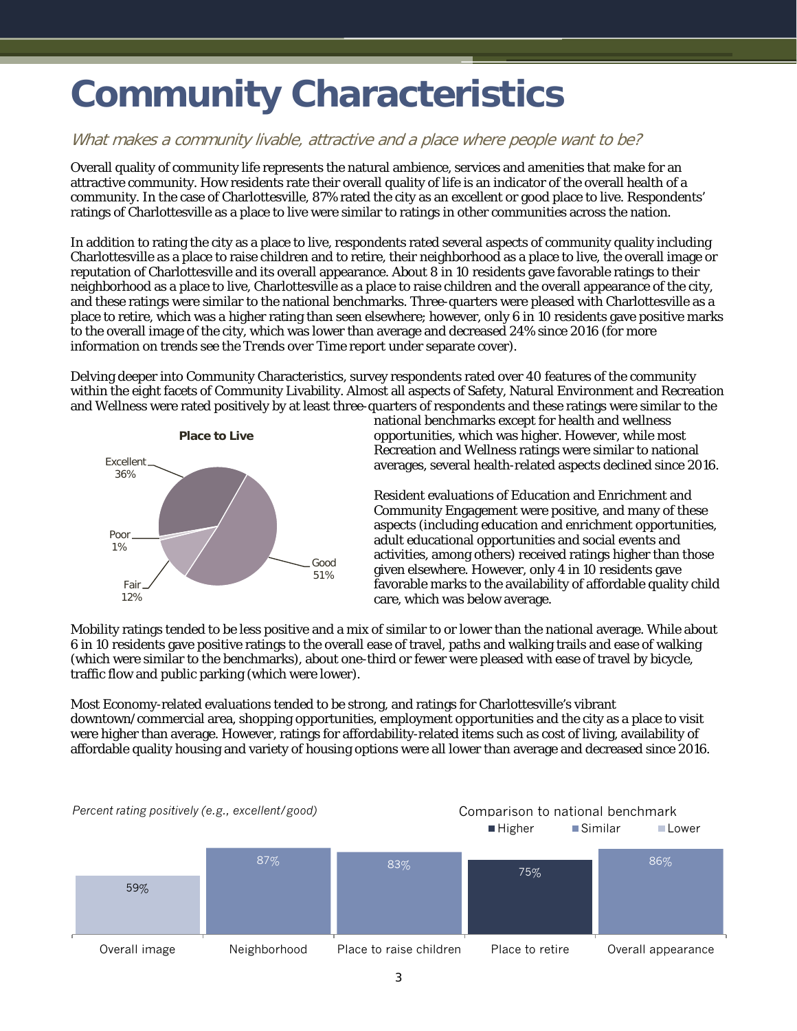# Community Characteristics

*What makes a community livable, attractive and a place where people want to be?*

Overall quality of community life represents the natural ambience, services and amenities that make for an attractive community. How residents rate their overall quality of life is an indicator of the overall health of a community. In the case of Charlottesville, 87% rated the city as an excellent or good place to live. Respondents' ratings of Charlottesville as a place to live were similar to ratings in other communities across the nation.

In addition to rating the city as a place to live, respondents rated several aspects of community quality including Charlottesville as a place to raise children and to retire, their neighborhood as a place to live, the overall image or reputation of Charlottesville and its overall appearance. About 8 in 10 residents gave favorable ratings to their neighborhood as a place to live, Charlottesville as a place to raise children and the overall appearance of the city, and these ratings were similar to the national benchmarks. Three-quarters were pleased with Charlottesville as a place to retire, which was a higher rating than seen elsewhere; however, only 6 in 10 residents gave positive marks to the overall image of the city, which was lower than average and decreased 24% since 2016 (for more information on trends see the *Trends over Time* report under separate cover).

Delving deeper into Community Characteristics, survey respondents rated over 40 features of the community within the eight facets of Community Livability. Almost all aspects of Safety, Natural Environment and Recreation and Wellness were rated positively by at least three-quarters of respondents and these ratings were similar to the national benchmarks except for health and wellness opportunities, which was higher. However, while most Recreation and Wellness ratings were similar to national averages, several health-related aspects declined since 2016.

**Place to Live**

| Rating | Percent |
|---|---|
| Excellent | 36% |
| Good | 51% |
| Fair | 12% |
| Poor | 1% |

Resident evaluations of Education and Enrichment and Community Engagement were positive, and many of these aspects (including education and enrichment opportunities, adult educational opportunities and social events and activities, among others) received ratings higher than those given elsewhere. However, only 4 in 10 residents gave favorable marks to the availability of affordable quality child care, which was below average.

Mobility ratings tended to be less positive and a mix of similar to or lower than the national average. While about 6 in 10 residents gave positive ratings to the overall ease of travel, paths and walking trails and ease of walking (which were similar to the benchmarks), about one-third or fewer were pleased with ease of travel by bicycle, traffic flow and public parking (which were lower).

Most Economy-related evaluations tended to be strong, and ratings for Charlottesville's vibrant downtown/commercial area, shopping opportunities, employment opportunities and the city as a place to visit were higher than average. However, ratings for affordability-related items such as cost of living, availability of affordable quality housing and variety of housing options were all lower than average and decreased since 2016.

*Percent rating positively (e.g., excellent/good)*

| | Percent rating positively | Comparison to national benchmark |
|---|---|---|
| Overall image | 59% | Lower |
| Neighborhood | 87% | Similar |
| Place to raise children | 83% | Similar |
| Place to retire | 75% | Higher |
| Overall appearance | 86% | Similar |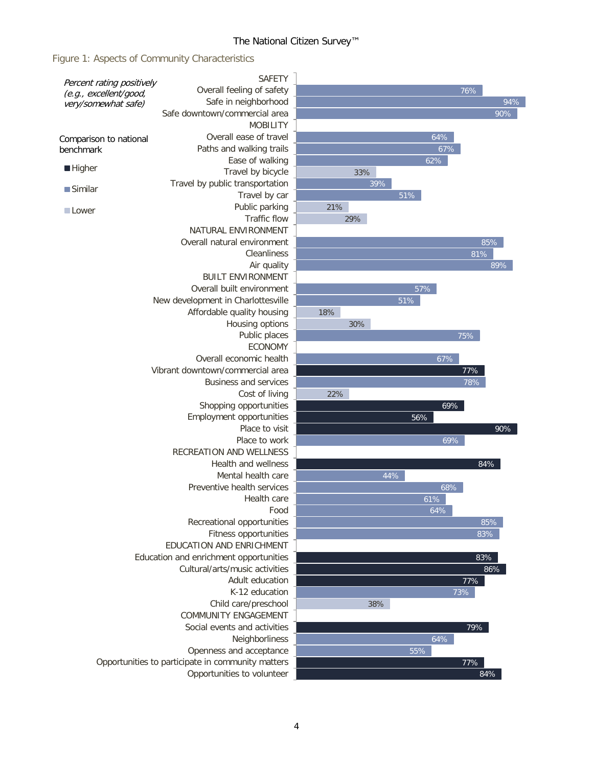## Figure 1: Aspects of Community Characteristics

*Percent rating positively (e.g., excellent/good, very/somewhat safe)*

Comparison to national benchmark: Higher / Similar / Lower

| Category | Percent | Comparison to national benchmark |
|---|---|---|
| **SAFETY** | | |
| Overall feeling of safety | 76% | Similar |
| Safe in neighborhood | 94% | Similar |
| Safe downtown/commercial area | 90% | Similar |
| **MOBILITY** | | |
| Overall ease of travel | 64% | Similar |
| Paths and walking trails | 67% | Similar |
| Ease of walking | 62% | Similar |
| Travel by bicycle | 33% | Lower |
| Travel by public transportation | 39% | Similar |
| Travel by car | 51% | Similar |
| Public parking | 21% | Lower |
| Traffic flow | 29% | Lower |
| **NATURAL ENVIRONMENT** | | |
| Overall natural environment | 85% | Similar |
| Cleanliness | 81% | Similar |
| Air quality | 89% | Similar |
| **BUILT ENVIRONMENT** | | |
| Overall built environment | 57% | Similar |
| New development in Charlottesville | 51% | Similar |
| Affordable quality housing | 18% | Lower |
| Housing options | 30% | Lower |
| Public places | 75% | Similar |
| **ECONOMY** | | |
| Overall economic health | 67% | Similar |
| Vibrant downtown/commercial area | 77% | Higher |
| Business and services | 78% | Similar |
| Cost of living | 22% | Lower |
| Shopping opportunities | 69% | Higher |
| Employment opportunities | 56% | Higher |
| Place to visit | 90% | Higher |
| Place to work | 69% | Similar |
| **RECREATION AND WELLNESS** | | |
| Health and wellness | 84% | Higher |
| Mental health care | 44% | Similar |
| Preventive health services | 68% | Similar |
| Health care | 61% | Similar |
| Food | 64% | Similar |
| Recreational opportunities | 85% | Similar |
| Fitness opportunities | 83% | Similar |
| **EDUCATION AND ENRICHMENT** | | |
| Education and enrichment opportunities | 83% | Higher |
| Cultural/arts/music activities | 86% | Higher |
| Adult education | 77% | Higher |
| K-12 education | 73% | Similar |
| Child care/preschool | 38% | Lower |
| **COMMUNITY ENGAGEMENT** | | |
| Social events and activities | 79% | Higher |
| Neighborliness | 64% | Similar |
| Openness and acceptance | 55% | Similar |
| Opportunities to participate in community matters | 77% | Higher |
| Opportunities to volunteer | 84% | Higher |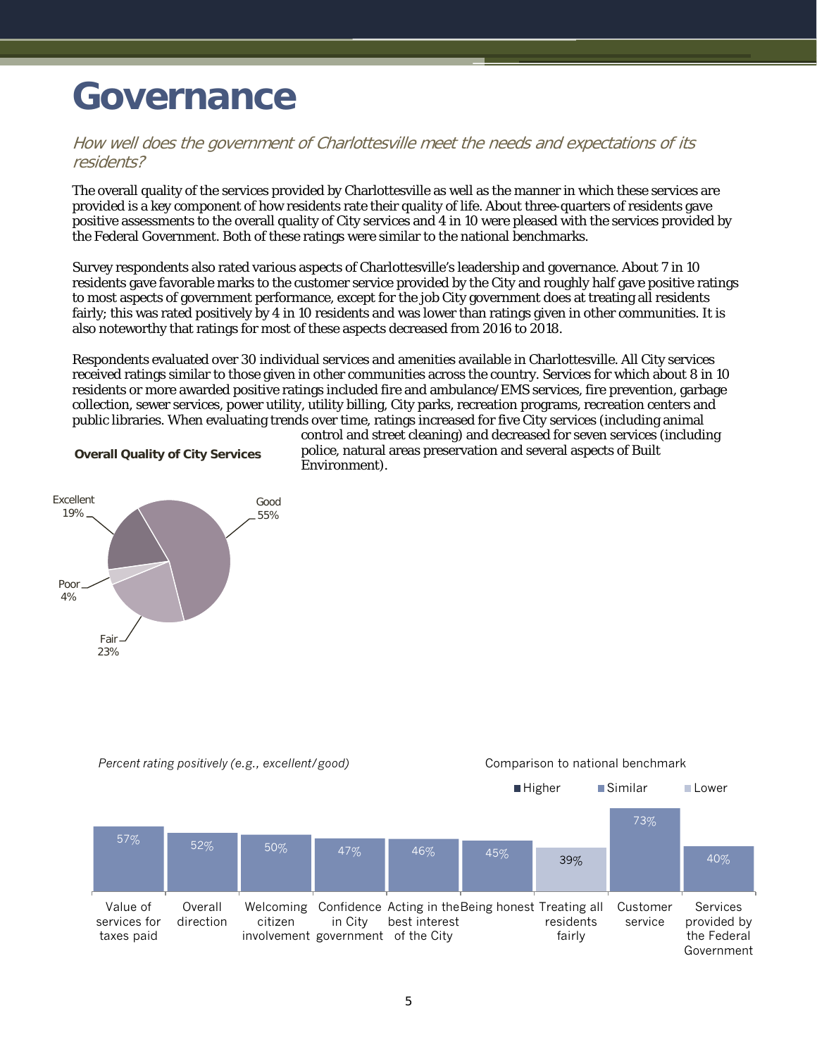# Governance

*How well does the government of Charlottesville meet the needs and expectations of its residents?*

The overall quality of the services provided by Charlottesville as well as the manner in which these services are provided is a key component of how residents rate their quality of life. About three-quarters of residents gave positive assessments to the overall quality of City services and 4 in 10 were pleased with the services provided by the Federal Government. Both of these ratings were similar to the national benchmarks.

Survey respondents also rated various aspects of Charlottesville's leadership and governance. About 7 in 10 residents gave favorable marks to the customer service provided by the City and roughly half gave positive ratings to most aspects of government performance, except for the job City government does at treating all residents fairly; this was rated positively by 4 in 10 residents and was lower than ratings given in other communities. It is also noteworthy that ratings for most of these aspects decreased from 2016 to 2018.

Respondents evaluated over 30 individual services and amenities available in Charlottesville. All City services received ratings similar to those given in other communities across the country. Services for which about 8 in 10 residents or more awarded positive ratings included fire and ambulance/EMS services, fire prevention, garbage collection, sewer services, power utility, utility billing, City parks, recreation programs, recreation centers and public libraries. When evaluating trends over time, ratings increased for five City services (including animal control and street cleaning) and decreased for seven services (including police, natural areas preservation and several aspects of Built Environment).

**Overall Quality of City Services**

| Rating | Percent |
| --- | --- |
| Excellent | 19% |
| Good | 55% |
| Fair | 23% |
| Poor | 4% |

*Percent rating positively (e.g., excellent/good)*

Comparison to national benchmark: Higher / Similar / Lower

| Aspect | Percent | Comparison to national benchmark |
| --- | --- | --- |
| Value of services for taxes paid | 57% | Similar |
| Overall direction | 52% | Similar |
| Welcoming citizen involvement | 50% | Similar |
| Confidence in City government | 47% | Similar |
| Acting in the best interest of the City | 46% | Similar |
| Being honest | 45% | Similar |
| Treating all residents fairly | 39% | Lower |
| Customer service | 73% | Similar |
| Services provided by the Federal Government | 40% | Similar |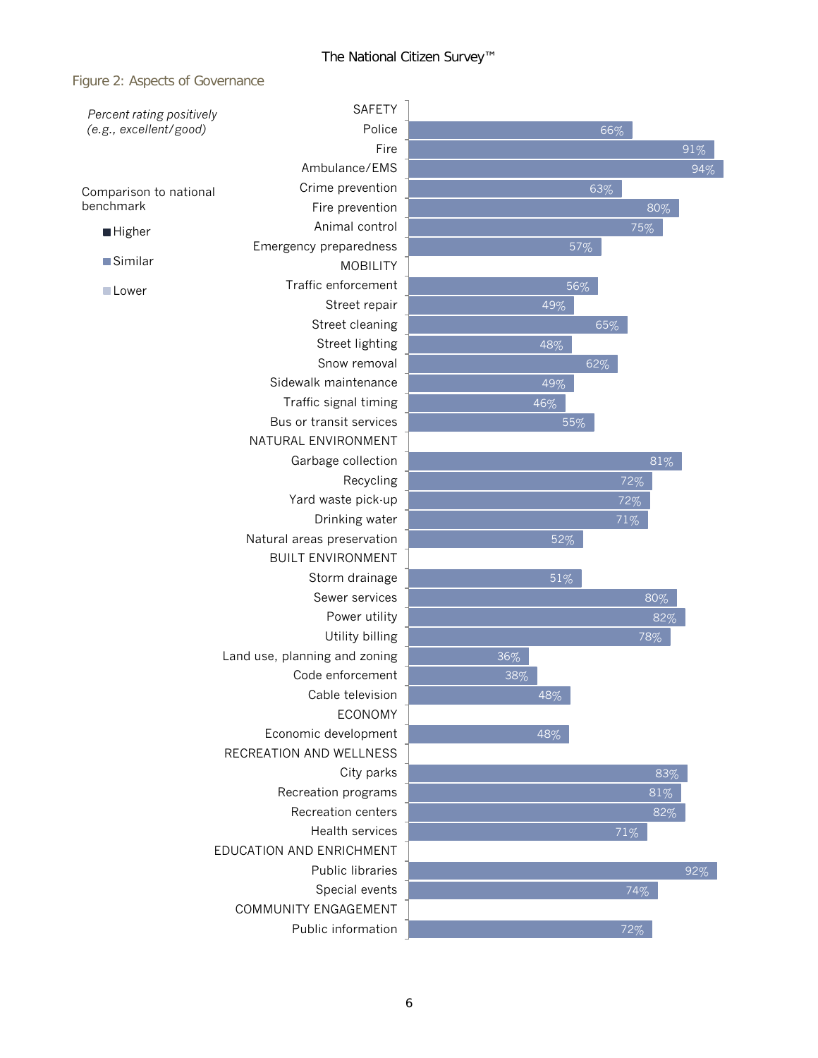## Figure 2: Aspects of Governance

*Percent rating positively (e.g., excellent/good)*

Comparison to national benchmark

- Higher
- Similar
- Lower

| Aspect | Percent rating positively |
|---|---|
| **SAFETY** | |
| Police | 66% |
| Fire | 91% |
| Ambulance/EMS | 94% |
| Crime prevention | 63% |
| Fire prevention | 80% |
| Animal control | 75% |
| Emergency preparedness | 57% |
| **MOBILITY** | |
| Traffic enforcement | 56% |
| Street repair | 49% |
| Street cleaning | 65% |
| Street lighting | 48% |
| Snow removal | 62% |
| Sidewalk maintenance | 49% |
| Traffic signal timing | 46% |
| Bus or transit services | 55% |
| **NATURAL ENVIRONMENT** | |
| Garbage collection | 81% |
| Recycling | 72% |
| Yard waste pick-up | 72% |
| Drinking water | 71% |
| Natural areas preservation | 52% |
| **BUILT ENVIRONMENT** | |
| Storm drainage | 51% |
| Sewer services | 80% |
| Power utility | 82% |
| Utility billing | 78% |
| Land use, planning and zoning | 36% |
| Code enforcement | 38% |
| Cable television | 48% |
| **ECONOMY** | |
| Economic development | 48% |
| **RECREATION AND WELLNESS** | |
| City parks | 83% |
| Recreation programs | 81% |
| Recreation centers | 82% |
| Health services | 71% |
| **EDUCATION AND ENRICHMENT** | |
| Public libraries | 92% |
| Special events | 74% |
| **COMMUNITY ENGAGEMENT** | |
| Public information | 72% |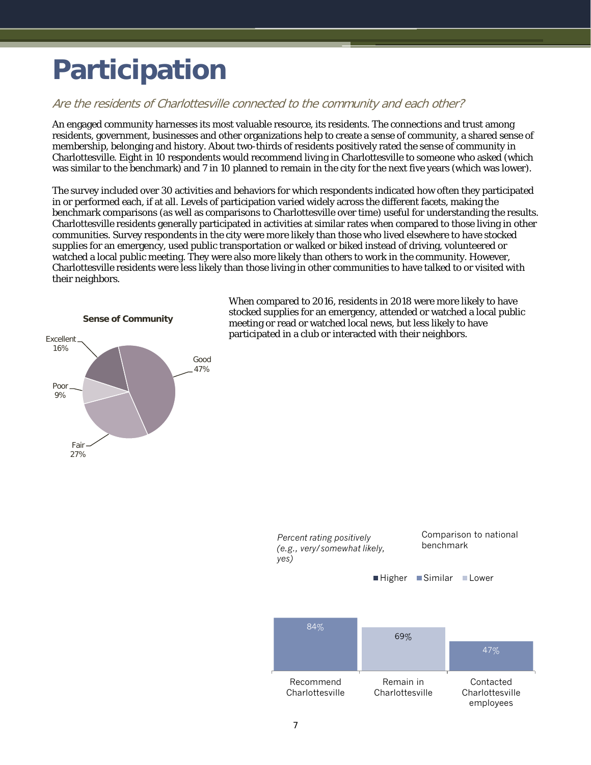# Participation

*Are the residents of Charlottesville connected to the community and each other?*

An engaged community harnesses its most valuable resource, its residents. The connections and trust among residents, government, businesses and other organizations help to create a sense of community, a shared sense of membership, belonging and history. About two-thirds of residents positively rated the sense of community in Charlottesville. Eight in 10 respondents would recommend living in Charlottesville to someone who asked (which was similar to the benchmark) and 7 in 10 planned to remain in the city for the next five years (which was lower).

The survey included over 30 activities and behaviors for which respondents indicated how often they participated in or performed each, if at all. Levels of participation varied widely across the different facets, making the benchmark comparisons (as well as comparisons to Charlottesville over time) useful for understanding the results. Charlottesville residents generally participated in activities at similar rates when compared to those living in other communities. Survey respondents in the city were more likely than those who lived elsewhere to have stocked supplies for an emergency, used public transportation or walked or biked instead of driving, volunteered or watched a local public meeting. They were also more likely than others to work in the community. However, Charlottesville residents were less likely than those living in other communities to have talked to or visited with their neighbors.

When compared to 2016, residents in 2018 were more likely to have stocked supplies for an emergency, attended or watched a local public meeting or read or watched local news, but less likely to have participated in a club or interacted with their neighbors.

**Sense of Community**

| Rating | Percent |
|---|---|
| Excellent | 16% |
| Good | 47% |
| Fair | 27% |
| Poor | 9% |

*Percent rating positively (e.g., very/somewhat likely, yes)*

Comparison to national benchmark: Higher, Similar, Lower

| Item | Percent | Comparison to national benchmark |
|---|---|---|
| Recommend Charlottesville | 84% | Similar |
| Remain in Charlottesville | 69% | Lower |
| Contacted Charlottesville employees | 47% | Similar |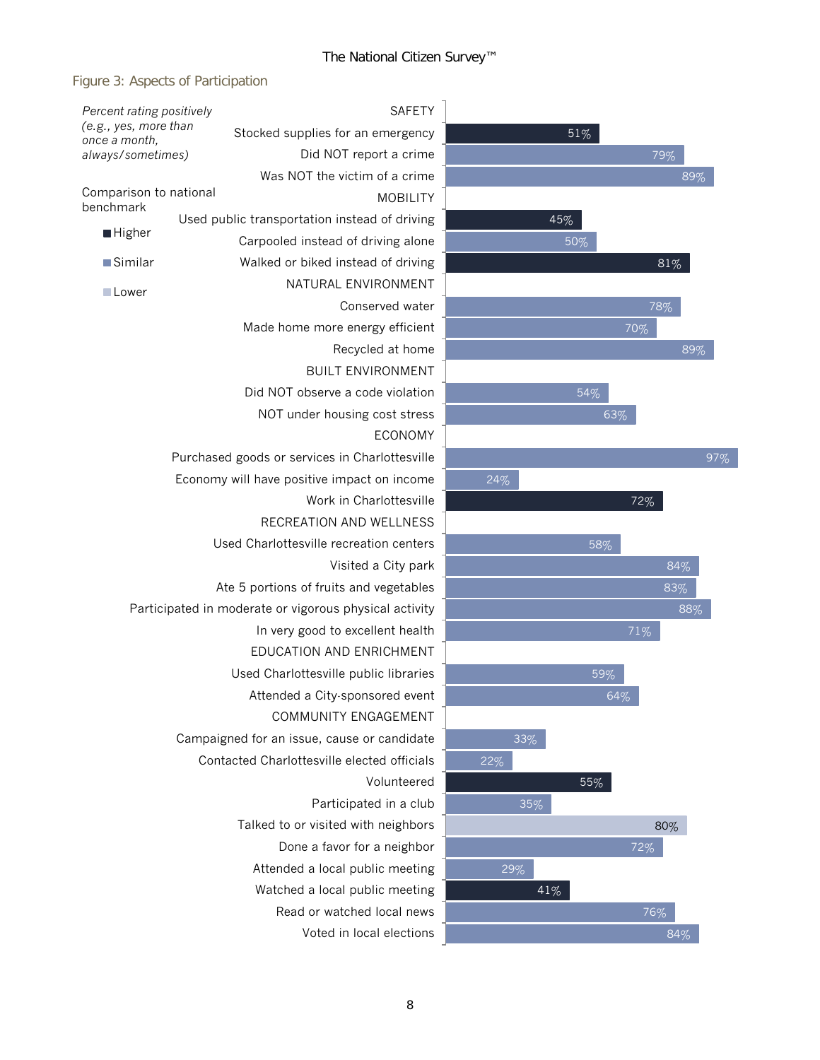## Figure 3: Aspects of Participation

*Percent rating positively (e.g., yes, more than once a month, always/sometimes)*

Comparison to national benchmark: Higher / Similar / Lower

| Category / Item | Percent | Comparison to national benchmark |
|---|---|---|
| **SAFETY** | | |
| Stocked supplies for an emergency | 51% | Higher |
| Did NOT report a crime | 79% | Similar |
| Was NOT the victim of a crime | 89% | Similar |
| **MOBILITY** | | |
| Used public transportation instead of driving | 45% | Higher |
| Carpooled instead of driving alone | 50% | Similar |
| Walked or biked instead of driving | 81% | Higher |
| **NATURAL ENVIRONMENT** | | |
| Conserved water | 78% | Similar |
| Made home more energy efficient | 70% | Similar |
| Recycled at home | 89% | Similar |
| **BUILT ENVIRONMENT** | | |
| Did NOT observe a code violation | 54% | Similar |
| NOT under housing cost stress | 63% | Similar |
| **ECONOMY** | | |
| Purchased goods or services in Charlottesville | 97% | Similar |
| Economy will have positive impact on income | 24% | Similar |
| Work in Charlottesville | 72% | Higher |
| **RECREATION AND WELLNESS** | | |
| Used Charlottesville recreation centers | 58% | Similar |
| Visited a City park | 84% | Similar |
| Ate 5 portions of fruits and vegetables | 83% | Similar |
| Participated in moderate or vigorous physical activity | 88% | Similar |
| In very good to excellent health | 71% | Similar |
| **EDUCATION AND ENRICHMENT** | | |
| Used Charlottesville public libraries | 59% | Similar |
| Attended a City-sponsored event | 64% | Similar |
| **COMMUNITY ENGAGEMENT** | | |
| Campaigned for an issue, cause or candidate | 33% | Similar |
| Contacted Charlottesville elected officials | 22% | Similar |
| Volunteered | 55% | Higher |
| Participated in a club | 35% | Similar |
| Talked to or visited with neighbors | 80% | Lower |
| Done a favor for a neighbor | 72% | Similar |
| Attended a local public meeting | 29% | Similar |
| Watched a local public meeting | 41% | Higher |
| Read or watched local news | 76% | Similar |
| Voted in local elections | 84% | Similar |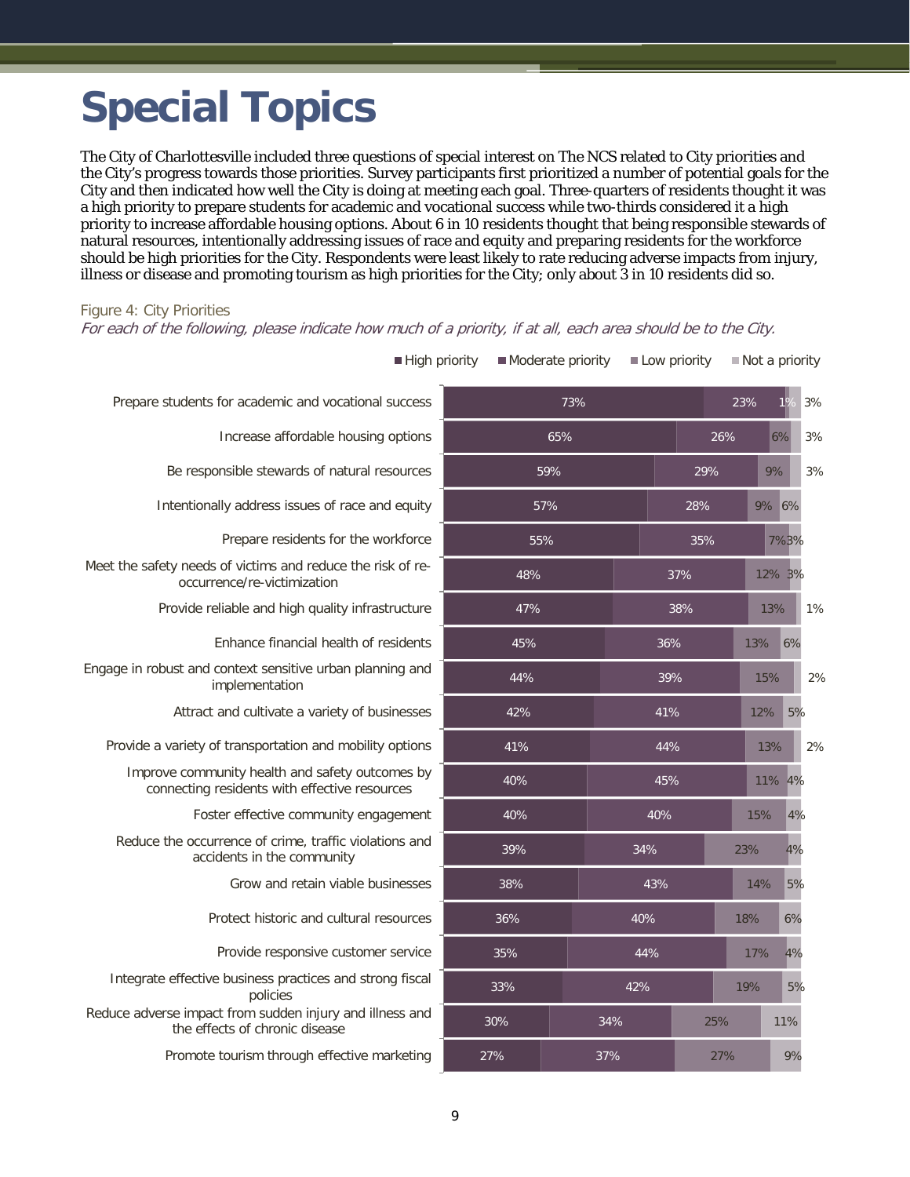# Special Topics

The City of Charlottesville included three questions of special interest on The NCS related to City priorities and the City's progress towards those priorities. Survey participants first prioritized a number of potential goals for the City and then indicated how well the City is doing at meeting each goal. Three-quarters of residents thought it was a high priority to prepare students for academic and vocational success while two-thirds considered it a high priority to increase affordable housing options. About 6 in 10 residents thought that being responsible stewards of natural resources, intentionally addressing issues of race and equity and preparing residents for the workforce should be high priorities for the City. Respondents were least likely to rate reducing adverse impacts from injury, illness or disease and promoting tourism as high priorities for the City; only about 3 in 10 residents did so.

Figure 4: City Priorities

*For each of the following, please indicate how much of a priority, if at all, each area should be to the City.*

| | High priority | Moderate priority | Low priority | Not a priority |
|---|---|---|---|---|
| Prepare students for academic and vocational success | 73% | 23% | 1% | 3% |
| Increase affordable housing options | 65% | 26% | 6% | 3% |
| Be responsible stewards of natural resources | 59% | 29% | 9% | 3% |
| Intentionally address issues of race and equity | 57% | 28% | 9% | 6% |
| Prepare residents for the workforce | 55% | 35% | 7% | 3% |
| Meet the safety needs of victims and reduce the risk of re-occurrence/re-victimization | 48% | 37% | 12% | 3% |
| Provide reliable and high quality infrastructure | 47% | 38% | 13% | 1% |
| Enhance financial health of residents | 45% | 36% | 13% | 6% |
| Engage in robust and context sensitive urban planning and implementation | 44% | 39% | 15% | 2% |
| Attract and cultivate a variety of businesses | 42% | 41% | 12% | 5% |
| Provide a variety of transportation and mobility options | 41% | 44% | 13% | 2% |
| Improve community health and safety outcomes by connecting residents with effective resources | 40% | 45% | 11% | 4% |
| Foster effective community engagement | 40% | 40% | 15% | 4% |
| Reduce the occurrence of crime, traffic violations and accidents in the community | 39% | 34% | 23% | 4% |
| Grow and retain viable businesses | 38% | 43% | 14% | 5% |
| Protect historic and cultural resources | 36% | 40% | 18% | 6% |
| Provide responsive customer service | 35% | 44% | 17% | 4% |
| Integrate effective business practices and strong fiscal policies | 33% | 42% | 19% | 5% |
| Reduce adverse impact from sudden injury and illness and the effects of chronic disease | 30% | 34% | 25% | 11% |
| Promote tourism through effective marketing | 27% | 37% | 27% | 9% |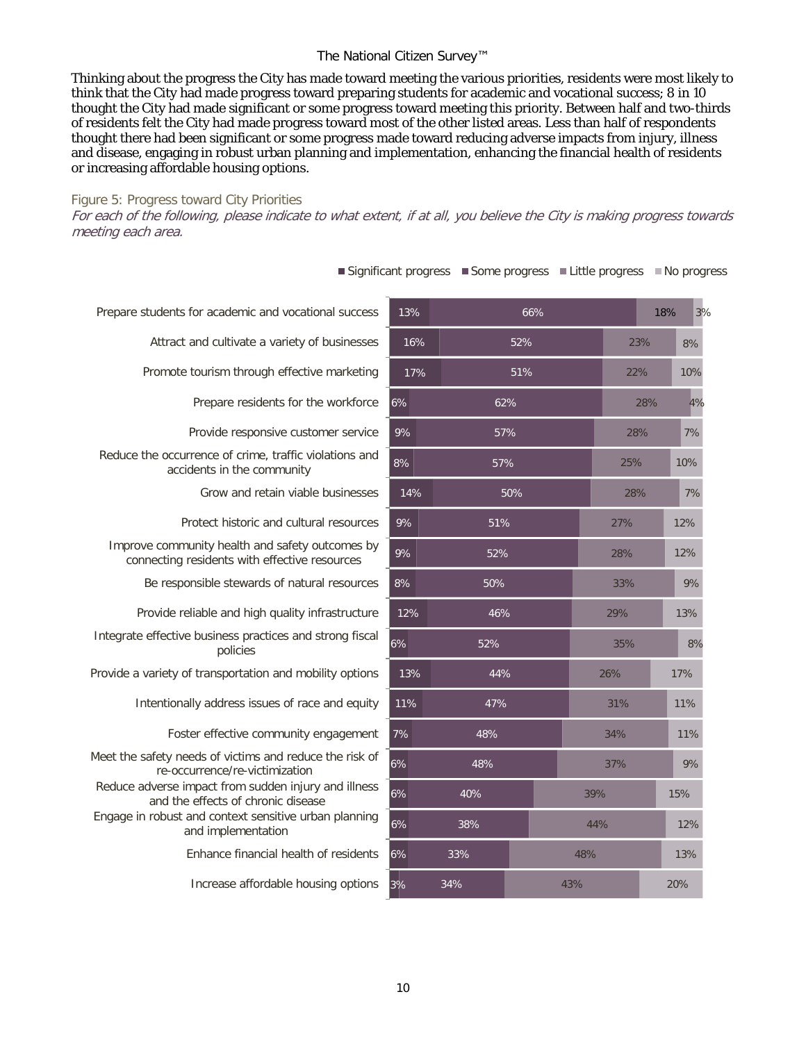Thinking about the progress the City has made toward meeting the various priorities, residents were most likely to think that the City had made progress toward preparing students for academic and vocational success; 8 in 10 thought the City had made significant or some progress toward meeting this priority. Between half and two-thirds of residents felt the City had made progress toward most of the other listed areas. Less than half of respondents thought there had been significant or some progress made toward reducing adverse impacts from injury, illness and disease, engaging in robust urban planning and implementation, enhancing the financial health of residents or increasing affordable housing options.

Figure 5: Progress toward City Priorities

*For each of the following, please indicate to what extent, if at all, you believe the City is making progress towards meeting each area.*

| Priority | Significant progress | Some progress | Little progress | No progress |
|---|---|---|---|---|
| Prepare students for academic and vocational success | 13% | 66% | 18% | 3% |
| Attract and cultivate a variety of businesses | 16% | 52% | 23% | 8% |
| Promote tourism through effective marketing | 17% | 51% | 22% | 10% |
| Prepare residents for the workforce | 6% | 62% | 28% | 4% |
| Provide responsive customer service | 9% | 57% | 28% | 7% |
| Reduce the occurrence of crime, traffic violations and accidents in the community | 8% | 57% | 25% | 10% |
| Grow and retain viable businesses | 14% | 50% | 28% | 7% |
| Protect historic and cultural resources | 9% | 51% | 27% | 12% |
| Improve community health and safety outcomes by connecting residents with effective resources | 9% | 52% | 28% | 12% |
| Be responsible stewards of natural resources | 8% | 50% | 33% | 9% |
| Provide reliable and high quality infrastructure | 12% | 46% | 29% | 13% |
| Integrate effective business practices and strong fiscal policies | 6% | 52% | 35% | 8% |
| Provide a variety of transportation and mobility options | 13% | 44% | 26% | 17% |
| Intentionally address issues of race and equity | 11% | 47% | 31% | 11% |
| Foster effective community engagement | 7% | 48% | 34% | 11% |
| Meet the safety needs of victims and reduce the risk of re-occurrence/re-victimization | 6% | 48% | 37% | 9% |
| Reduce adverse impact from sudden injury and illness and the effects of chronic disease | 6% | 40% | 39% | 15% |
| Engage in robust and context sensitive urban planning and implementation | 6% | 38% | 44% | 12% |
| Enhance financial health of residents | 6% | 33% | 48% | 13% |
| Increase affordable housing options | 3% | 34% | 43% | 20% |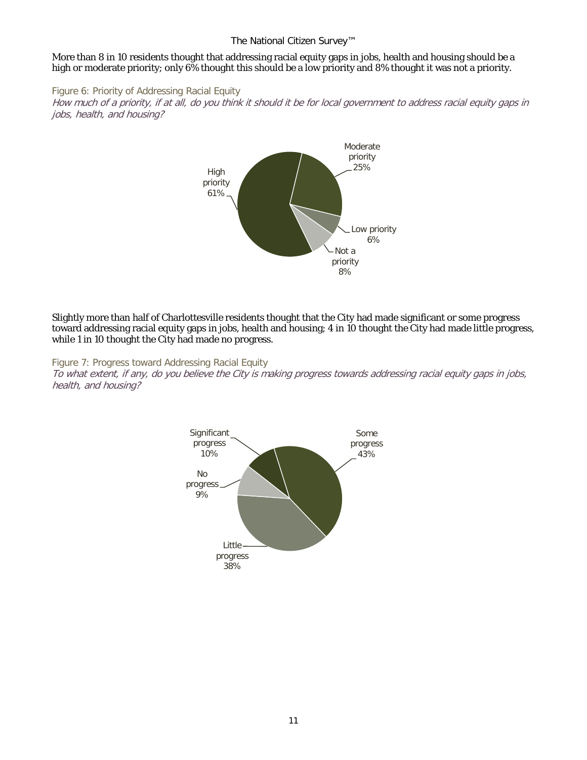More than 8 in 10 residents thought that addressing racial equity gaps in jobs, health and housing should be a high or moderate priority; only 6% thought this should be a low priority and 8% thought it was not a priority.

Figure 6: Priority of Addressing Racial Equity

*How much of a priority, if at all, do you think it should it be for local government to address racial equity gaps in jobs, health, and housing?*

| Response | Percent |
|---|---|
| High priority | 61% |
| Moderate priority | 25% |
| Low priority | 6% |
| Not a priority | 8% |

Slightly more than half of Charlottesville residents thought that the City had made significant or some progress toward addressing racial equity gaps in jobs, health and housing; 4 in 10 thought the City had made little progress, while 1 in 10 thought the City had made no progress.

Figure 7: Progress toward Addressing Racial Equity

*To what extent, if any, do you believe the City is making progress towards addressing racial equity gaps in jobs, health, and housing?*

| Response | Percent |
|---|---|
| Significant progress | 10% |
| Some progress | 43% |
| Little progress | 38% |
| No progress | 9% |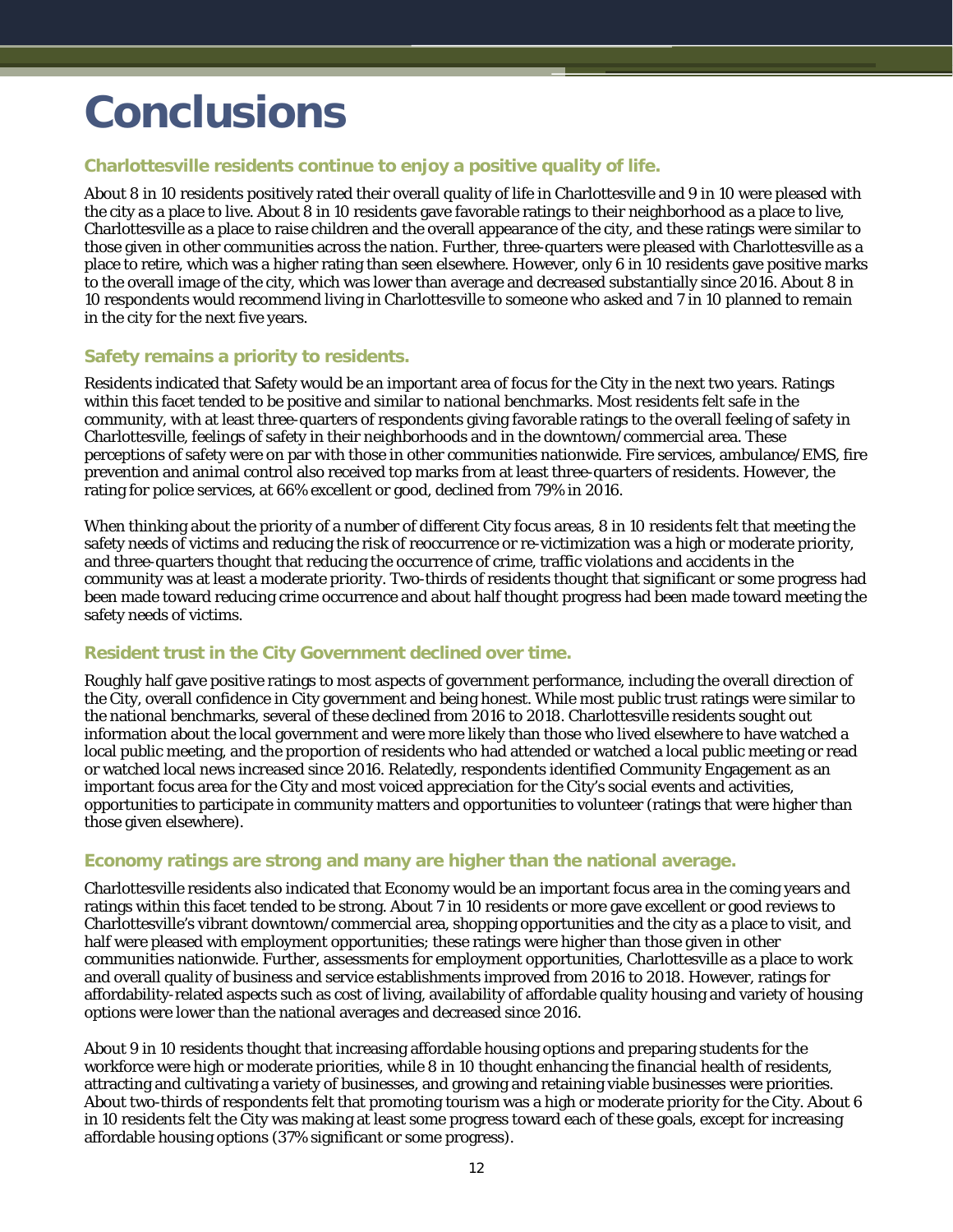# Conclusions

### Charlottesville residents continue to enjoy a positive quality of life.

About 8 in 10 residents positively rated their overall quality of life in Charlottesville and 9 in 10 were pleased with the city as a place to live. About 8 in 10 residents gave favorable ratings to their neighborhood as a place to live, Charlottesville as a place to raise children and the overall appearance of the city, and these ratings were similar to those given in other communities across the nation. Further, three-quarters were pleased with Charlottesville as a place to retire, which was a higher rating than seen elsewhere. However, only 6 in 10 residents gave positive marks to the overall image of the city, which was lower than average and decreased substantially since 2016. About 8 in 10 respondents would recommend living in Charlottesville to someone who asked and 7 in 10 planned to remain in the city for the next five years.

### Safety remains a priority to residents.

Residents indicated that Safety would be an important area of focus for the City in the next two years. Ratings within this facet tended to be positive and similar to national benchmarks. Most residents felt safe in the community, with at least three-quarters of respondents giving favorable ratings to the overall feeling of safety in Charlottesville, feelings of safety in their neighborhoods and in the downtown/commercial area. These perceptions of safety were on par with those in other communities nationwide. Fire services, ambulance/EMS, fire prevention and animal control also received top marks from at least three-quarters of residents. However, the rating for police services, at 66% excellent or good, declined from 79% in 2016.

When thinking about the priority of a number of different City focus areas, 8 in 10 residents felt that meeting the safety needs of victims and reducing the risk of reoccurrence or re-victimization was a high or moderate priority, and three-quarters thought that reducing the occurrence of crime, traffic violations and accidents in the community was at least a moderate priority. Two-thirds of residents thought that significant or some progress had been made toward reducing crime occurrence and about half thought progress had been made toward meeting the safety needs of victims.

### Resident trust in the City Government declined over time.

Roughly half gave positive ratings to most aspects of government performance, including the overall direction of the City, overall confidence in City government and being honest. While most public trust ratings were similar to the national benchmarks, several of these declined from 2016 to 2018. Charlottesville residents sought out information about the local government and were more likely than those who lived elsewhere to have watched a local public meeting, and the proportion of residents who had attended or watched a local public meeting or read or watched local news increased since 2016. Relatedly, respondents identified Community Engagement as an important focus area for the City and most voiced appreciation for the City's social events and activities, opportunities to participate in community matters and opportunities to volunteer (ratings that were higher than those given elsewhere).

### Economy ratings are strong and many are higher than the national average.

Charlottesville residents also indicated that Economy would be an important focus area in the coming years and ratings within this facet tended to be strong. About 7 in 10 residents or more gave excellent or good reviews to Charlottesville's vibrant downtown/commercial area, shopping opportunities and the city as a place to visit, and half were pleased with employment opportunities; these ratings were higher than those given in other communities nationwide. Further, assessments for employment opportunities, Charlottesville as a place to work and overall quality of business and service establishments improved from 2016 to 2018. However, ratings for affordability-related aspects such as cost of living, availability of affordable quality housing and variety of housing options were lower than the national averages and decreased since 2016.

About 9 in 10 residents thought that increasing affordable housing options and preparing students for the workforce were high or moderate priorities, while 8 in 10 thought enhancing the financial health of residents, attracting and cultivating a variety of businesses, and growing and retaining viable businesses were priorities. About two-thirds of respondents felt that promoting tourism was a high or moderate priority for the City. About 6 in 10 residents felt the City was making at least some progress toward each of these goals, except for increasing affordable housing options (37% significant or some progress).